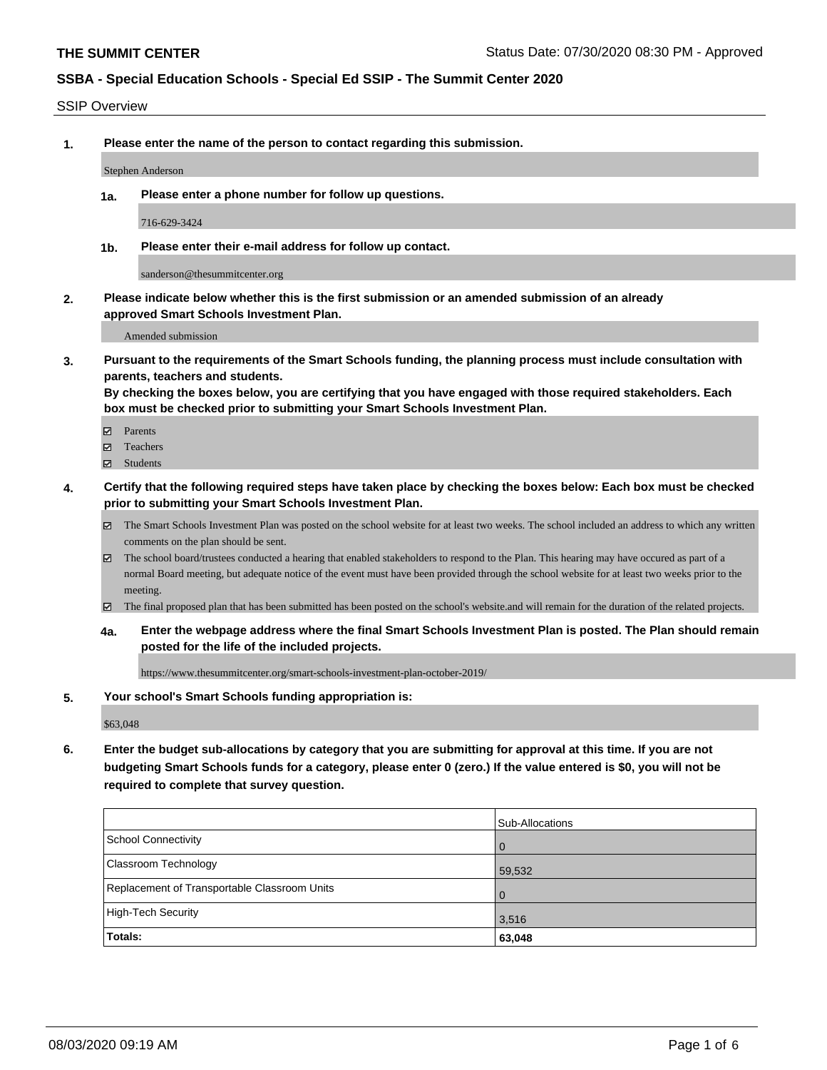**THE SUMMIT CENTER** Status Date: 07/30/2020 08:30 PM - Approved

## SSBA - Special Education Schools - Special Ed SSIP - The Summit Center 2020

SSIP Overview

1. **Please enter the name of the person to contact regarding this submission.**

   Stephen Anderson

   1a. **Please enter a phone number for follow up questions.**

   716-629-3424

   1b. **Please enter their e-mail address for follow up contact.**

   sanderson@thesummitcenter.org

2. **Please indicate below whether this is the first submission or an amended submission of an already approved Smart Schools Investment Plan.**

   Amended submission

3. **Pursuant to the requirements of the Smart Schools funding, the planning process must include consultation with parents, teachers and students.**
   **By checking the boxes below, you are certifying that you have engaged with those required stakeholders. Each box must be checked prior to submitting your Smart Schools Investment Plan.**

   - [x] Parents
   - [x] Teachers
   - [x] Students

4. **Certify that the following required steps have taken place by checking the boxes below: Each box must be checked prior to submitting your Smart Schools Investment Plan.**

   - [x] The Smart Schools Investment Plan was posted on the school website for at least two weeks. The school included an address to which any written comments on the plan should be sent.
   - [x] The school board/trustees conducted a hearing that enabled stakeholders to respond to the Plan. This hearing may have occured as part of a normal Board meeting, but adequate notice of the event must have been provided through the school website for at least two weeks prior to the meeting.
   - [x] The final proposed plan that has been submitted has been posted on the school's website.and will remain for the duration of the related projects.

   4a. **Enter the webpage address where the final Smart Schools Investment Plan is posted. The Plan should remain posted for the life of the included projects.**

   https://www.thesummitcenter.org/smart-schools-investment-plan-october-2019/

5. **Your school's Smart Schools funding appropriation is:**

   $63,048

6. **Enter the budget sub-allocations by category that you are submitting for approval at this time. If you are not budgeting Smart Schools funds for a category, please enter 0 (zero.) If the value entered is $0, you will not be required to complete that survey question.**

| | Sub-Allocations |
|---|---|
| School Connectivity | 0 |
| Classroom Technology | 59,532 |
| Replacement of Transportable Classroom Units | 0 |
| High-Tech Security | 3,516 |
| **Totals:** | **63,048** |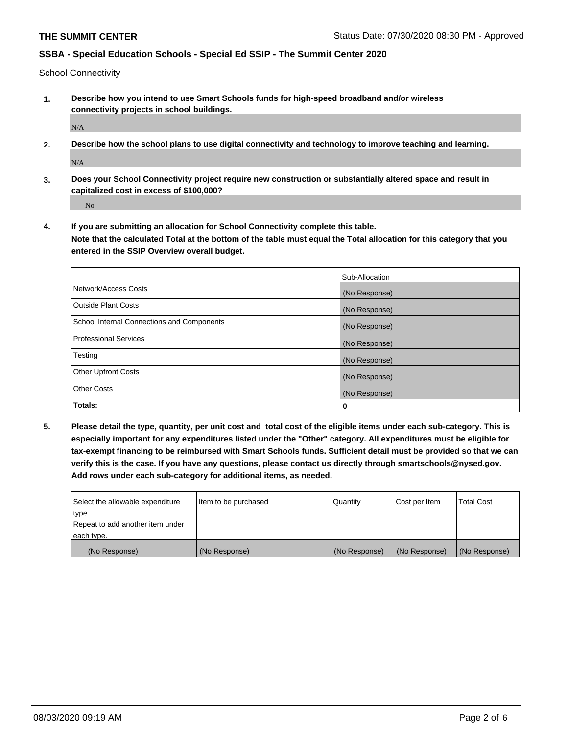## School Connectivity

1. **Describe how you intend to use Smart Schools funds for high-speed broadband and/or wireless connectivity projects in school buildings.**

   N/A

2. **Describe how the school plans to use digital connectivity and technology to improve teaching and learning.**

   N/A

3. **Does your School Connectivity project require new construction or substantially altered space and result in capitalized cost in excess of $100,000?**

   No

4. **If you are submitting an allocation for School Connectivity complete this table.**
   **Note that the calculated Total at the bottom of the table must equal the Total allocation for this category that you entered in the SSIP Overview overall budget.**

| | Sub-Allocation |
|---|---|
| Network/Access Costs | (No Response) |
| Outside Plant Costs | (No Response) |
| School Internal Connections and Components | (No Response) |
| Professional Services | (No Response) |
| Testing | (No Response) |
| Other Upfront Costs | (No Response) |
| Other Costs | (No Response) |
| **Totals:** | **0** |

5. **Please detail the type, quantity, per unit cost and total cost of the eligible items under each sub-category. This is especially important for any expenditures listed under the "Other" category. All expenditures must be eligible for tax-exempt financing to be reimbursed with Smart Schools funds. Sufficient detail must be provided so that we can verify this is the case. If you have any questions, please contact us directly through smartschools@nysed.gov. Add rows under each sub-category for additional items, as needed.**

| Select the allowable expenditure type. Repeat to add another item under each type. | Item to be purchased | Quantity | Cost per Item | Total Cost |
|---|---|---|---|---|
| (No Response) | (No Response) | (No Response) | (No Response) | (No Response) |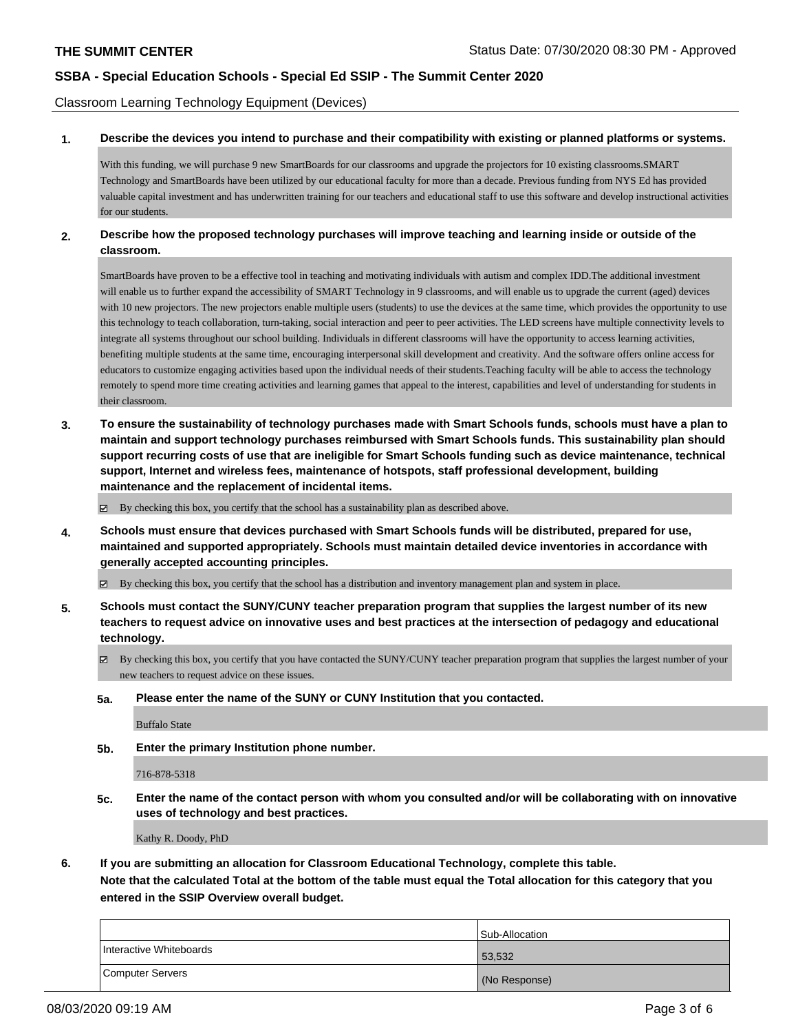Classroom Learning Technology Equipment (Devices)

**1. Describe the devices you intend to purchase and their compatibility with existing or planned platforms or systems.**

With this funding, we will purchase 9 new SmartBoards for our classrooms and upgrade the projectors for 10 existing classrooms.SMART Technology and SmartBoards have been utilized by our educational faculty for more than a decade. Previous funding from NYS Ed has provided valuable capital investment and has underwritten training for our teachers and educational staff to use this software and develop instructional activities for our students.

**2. Describe how the proposed technology purchases will improve teaching and learning inside or outside of the classroom.**

SmartBoards have proven to be a effective tool in teaching and motivating individuals with autism and complex IDD.The additional investment will enable us to further expand the accessibility of SMART Technology in 9 classrooms, and will enable us to upgrade the current (aged) devices with 10 new projectors. The new projectors enable multiple users (students) to use the devices at the same time, which provides the opportunity to use this technology to teach collaboration, turn-taking, social interaction and peer to peer activities. The LED screens have multiple connectivity levels to integrate all systems throughout our school building. Individuals in different classrooms will have the opportunity to access learning activities, benefiting multiple students at the same time, encouraging interpersonal skill development and creativity. And the software offers online access for educators to customize engaging activities based upon the individual needs of their students.Teaching faculty will be able to access the technology remotely to spend more time creating activities and learning games that appeal to the interest, capabilities and level of understanding for students in their classroom.

**3. To ensure the sustainability of technology purchases made with Smart Schools funds, schools must have a plan to maintain and support technology purchases reimbursed with Smart Schools funds. This sustainability plan should support recurring costs of use that are ineligible for Smart Schools funding such as device maintenance, technical support, Internet and wireless fees, maintenance of hotspots, staff professional development, building maintenance and the replacement of incidental items.**

☑ By checking this box, you certify that the school has a sustainability plan as described above.

**4. Schools must ensure that devices purchased with Smart Schools funds will be distributed, prepared for use, maintained and supported appropriately. Schools must maintain detailed device inventories in accordance with generally accepted accounting principles.**

☑ By checking this box, you certify that the school has a distribution and inventory management plan and system in place.

**5. Schools must contact the SUNY/CUNY teacher preparation program that supplies the largest number of its new teachers to request advice on innovative uses and best practices at the intersection of pedagogy and educational technology.**

☑ By checking this box, you certify that you have contacted the SUNY/CUNY teacher preparation program that supplies the largest number of your new teachers to request advice on these issues.

**5a. Please enter the name of the SUNY or CUNY Institution that you contacted.**

Buffalo State

**5b. Enter the primary Institution phone number.**

716-878-5318

**5c. Enter the name of the contact person with whom you consulted and/or will be collaborating with on innovative uses of technology and best practices.**

Kathy R. Doody, PhD

**6. If you are submitting an allocation for Classroom Educational Technology, complete this table.**
**Note that the calculated Total at the bottom of the table must equal the Total allocation for this category that you entered in the SSIP Overview overall budget.**

| | Sub-Allocation |
|---|---|
| Interactive Whiteboards | 53,532 |
| Computer Servers | (No Response) |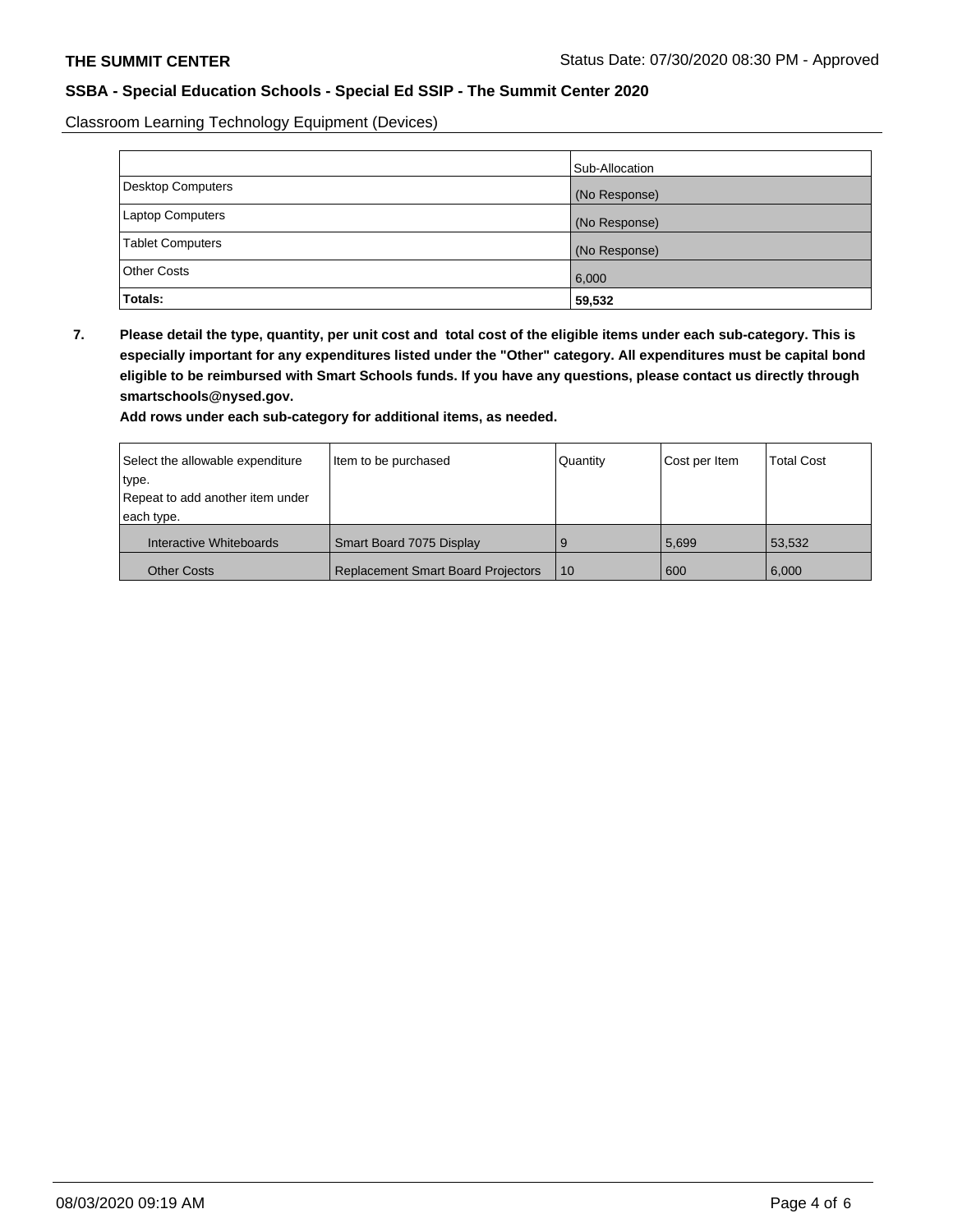Classroom Learning Technology Equipment (Devices)

| | Sub-Allocation |
|---|---|
| Desktop Computers | (No Response) |
| Laptop Computers | (No Response) |
| Tablet Computers | (No Response) |
| Other Costs | 6,000 |
| **Totals:** | **59,532** |

**7. Please detail the type, quantity, per unit cost and total cost of the eligible items under each sub-category. This is especially important for any expenditures listed under the "Other" category. All expenditures must be capital bond eligible to be reimbursed with Smart Schools funds. If you have any questions, please contact us directly through smartschools@nysed.gov.**

**Add rows under each sub-category for additional items, as needed.**

| Select the allowable expenditure type. Repeat to add another item under each type. | Item to be purchased | Quantity | Cost per Item | Total Cost |
|---|---|---|---|---|
| Interactive Whiteboards | Smart Board 7075 Display | 9 | 5,699 | 53,532 |
| Other Costs | Replacement Smart Board Projectors | 10 | 600 | 6,000 |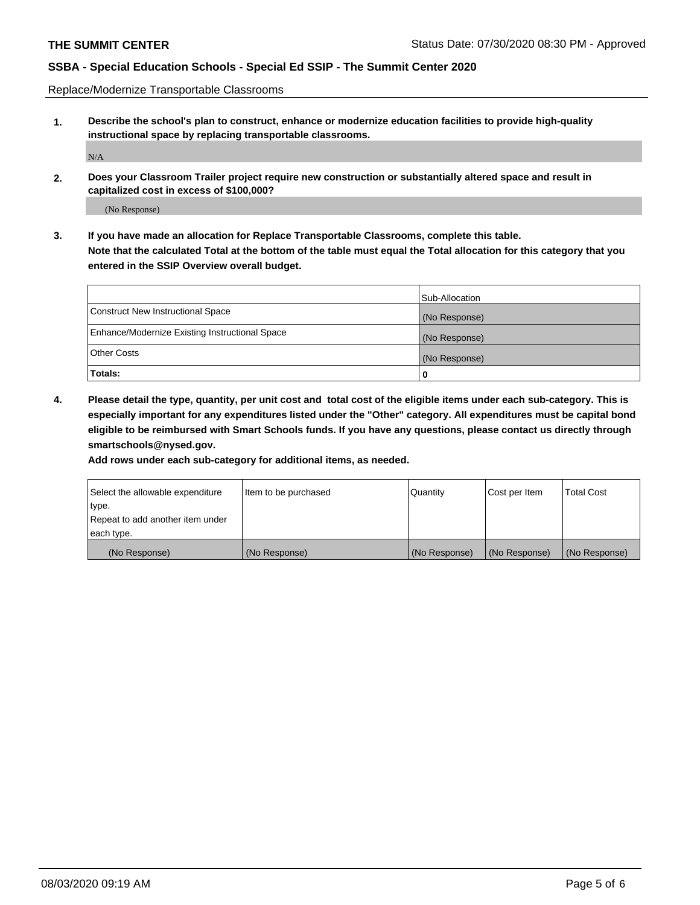Replace/Modernize Transportable Classrooms

**1. Describe the school's plan to construct, enhance or modernize education facilities to provide high-quality instructional space by replacing transportable classrooms.**

N/A

**2. Does your Classroom Trailer project require new construction or substantially altered space and result in capitalized cost in excess of $100,000?**

(No Response)

**3. If you have made an allocation for Replace Transportable Classrooms, complete this table. Note that the calculated Total at the bottom of the table must equal the Total allocation for this category that you entered in the SSIP Overview overall budget.**

| | Sub-Allocation |
|---|---|
| Construct New Instructional Space | (No Response) |
| Enhance/Modernize Existing Instructional Space | (No Response) |
| Other Costs | (No Response) |
| **Totals:** | **0** |

**4. Please detail the type, quantity, per unit cost and total cost of the eligible items under each sub-category. This is especially important for any expenditures listed under the "Other" category. All expenditures must be capital bond eligible to be reimbursed with Smart Schools funds. If you have any questions, please contact us directly through smartschools@nysed.gov.**

**Add rows under each sub-category for additional items, as needed.**

| Select the allowable expenditure type. Repeat to add another item under each type. | Item to be purchased | Quantity | Cost per Item | Total Cost |
|---|---|---|---|---|
| (No Response) | (No Response) | (No Response) | (No Response) | (No Response) |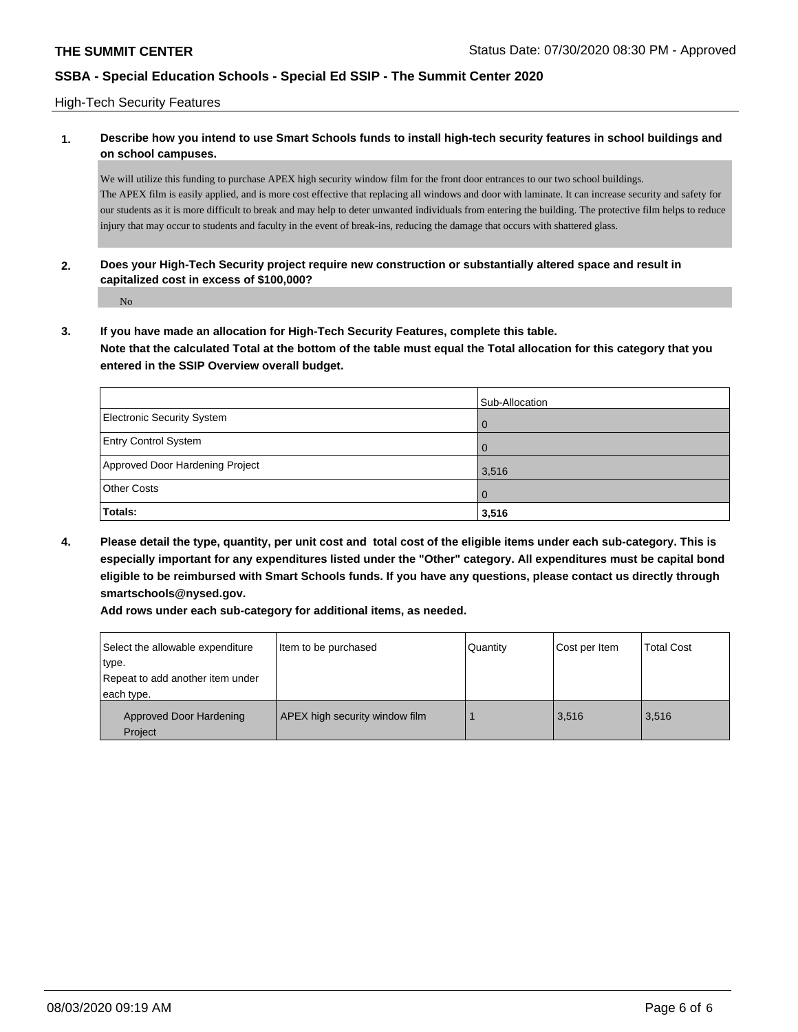High-Tech Security Features

**1. Describe how you intend to use Smart Schools funds to install high-tech security features in school buildings and on school campuses.**

We will utilize this funding to purchase APEX high security window film for the front door entrances to our two school buildings.
The APEX film is easily applied, and is more cost effective that replacing all windows and door with laminate. It can increase security and safety for our students as it is more difficult to break and may help to deter unwanted individuals from entering the building. The protective film helps to reduce injury that may occur to students and faculty in the event of break-ins, reducing the damage that occurs with shattered glass.

**2. Does your High-Tech Security project require new construction or substantially altered space and result in capitalized cost in excess of $100,000?**

No

**3. If you have made an allocation for High-Tech Security Features, complete this table.**
**Note that the calculated Total at the bottom of the table must equal the Total allocation for this category that you entered in the SSIP Overview overall budget.**

| | Sub-Allocation |
|---|---|
| Electronic Security System | 0 |
| Entry Control System | 0 |
| Approved Door Hardening Project | 3,516 |
| Other Costs | 0 |
| **Totals:** | **3,516** |

**4. Please detail the type, quantity, per unit cost and total cost of the eligible items under each sub-category. This is especially important for any expenditures listed under the "Other" category. All expenditures must be capital bond eligible to be reimbursed with Smart Schools funds. If you have any questions, please contact us directly through smartschools@nysed.gov.**

**Add rows under each sub-category for additional items, as needed.**

| Select the allowable expenditure type. Repeat to add another item under each type. | Item to be purchased | Quantity | Cost per Item | Total Cost |
|---|---|---|---|---|
| Approved Door Hardening Project | APEX high security window film | 1 | 3,516 | 3,516 |